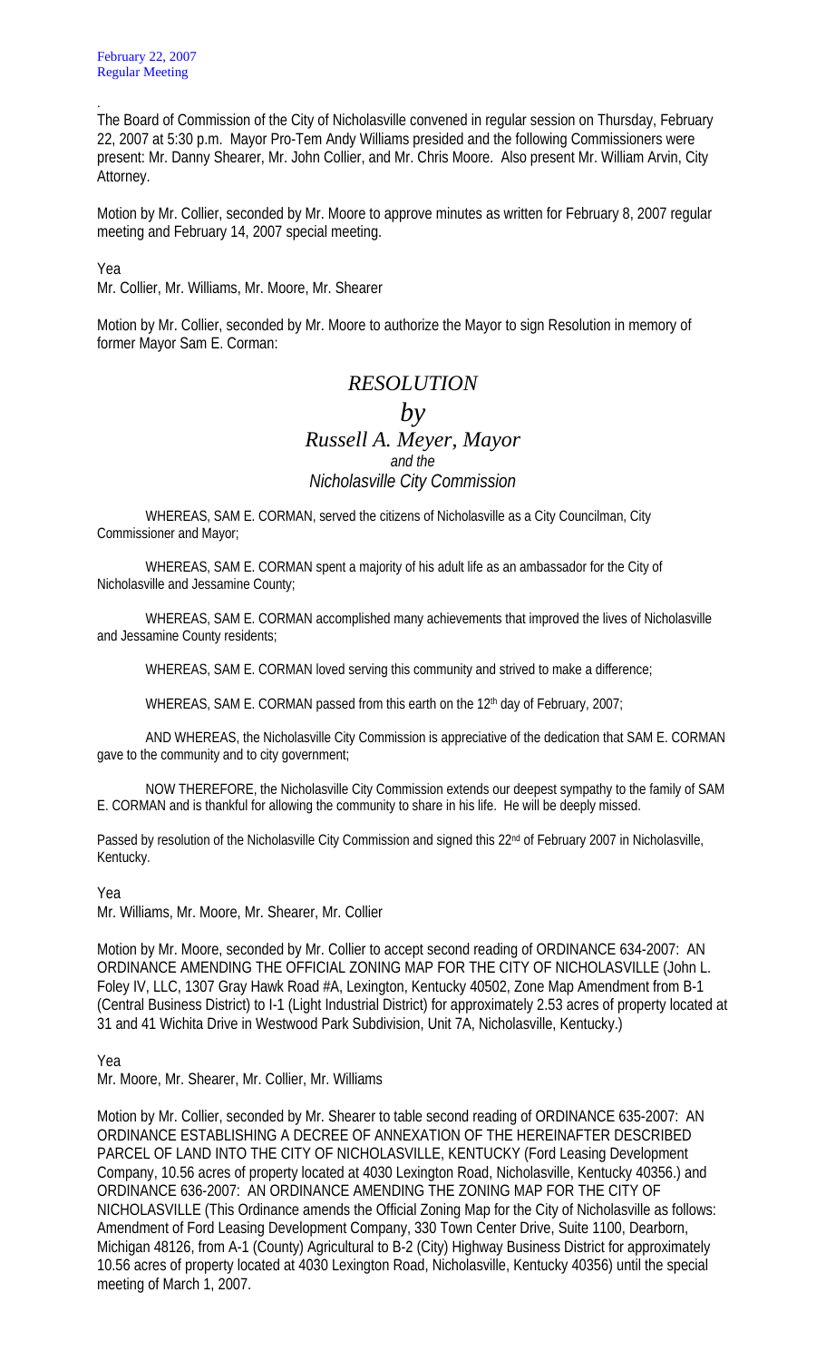February 22, 2007
Regular Meeting

.
The Board of Commission of the City of Nicholasville convened in regular session on Thursday, February 22, 2007 at 5:30 p.m. Mayor Pro-Tem Andy Williams presided and the following Commissioners were present: Mr. Danny Shearer, Mr. John Collier, and Mr. Chris Moore. Also present Mr. William Arvin, City Attorney.

Motion by Mr. Collier, seconded by Mr. Moore to approve minutes as written for February 8, 2007 regular meeting and February 14, 2007 special meeting.

Yea
Mr. Collier, Mr. Williams, Mr. Moore, Mr. Shearer

Motion by Mr. Collier, seconded by Mr. Moore to authorize the Mayor to sign Resolution in memory of former Mayor Sam E. Corman:

# *RESOLUTION*

## *by*

### *Russell A. Meyer, Mayor*

*and the*

*Nicholasville City Commission*

WHEREAS, SAM E. CORMAN, served the citizens of Nicholasville as a City Councilman, City Commissioner and Mayor;

WHEREAS, SAM E. CORMAN spent a majority of his adult life as an ambassador for the City of Nicholasville and Jessamine County;

WHEREAS, SAM E. CORMAN accomplished many achievements that improved the lives of Nicholasville and Jessamine County residents;

WHEREAS, SAM E. CORMAN loved serving this community and strived to make a difference;

WHEREAS, SAM E. CORMAN passed from this earth on the 12th day of February, 2007;

AND WHEREAS, the Nicholasville City Commission is appreciative of the dedication that SAM E. CORMAN gave to the community and to city government;

NOW THEREFORE, the Nicholasville City Commission extends our deepest sympathy to the family of SAM E. CORMAN and is thankful for allowing the community to share in his life. He will be deeply missed.

Passed by resolution of the Nicholasville City Commission and signed this 22nd of February 2007 in Nicholasville, Kentucky.

Yea
Mr. Williams, Mr. Moore, Mr. Shearer, Mr. Collier

Motion by Mr. Moore, seconded by Mr. Collier to accept second reading of ORDINANCE 634-2007: AN ORDINANCE AMENDING THE OFFICIAL ZONING MAP FOR THE CITY OF NICHOLASVILLE (John L. Foley IV, LLC, 1307 Gray Hawk Road #A, Lexington, Kentucky 40502, Zone Map Amendment from B-1 (Central Business District) to I-1 (Light Industrial District) for approximately 2.53 acres of property located at 31 and 41 Wichita Drive in Westwood Park Subdivision, Unit 7A, Nicholasville, Kentucky.)

Yea
Mr. Moore, Mr. Shearer, Mr. Collier, Mr. Williams

Motion by Mr. Collier, seconded by Mr. Shearer to table second reading of ORDINANCE 635-2007: AN ORDINANCE ESTABLISHING A DECREE OF ANNEXATION OF THE HEREINAFTER DESCRIBED PARCEL OF LAND INTO THE CITY OF NICHOLASVILLE, KENTUCKY (Ford Leasing Development Company, 10.56 acres of property located at 4030 Lexington Road, Nicholasville, Kentucky 40356.) and ORDINANCE 636-2007: AN ORDINANCE AMENDING THE ZONING MAP FOR THE CITY OF NICHOLASVILLE (This Ordinance amends the Official Zoning Map for the City of Nicholasville as follows: Amendment of Ford Leasing Development Company, 330 Town Center Drive, Suite 1100, Dearborn, Michigan 48126, from A-1 (County) Agricultural to B-2 (City) Highway Business District for approximately 10.56 acres of property located at 4030 Lexington Road, Nicholasville, Kentucky 40356) until the special meeting of March 1, 2007.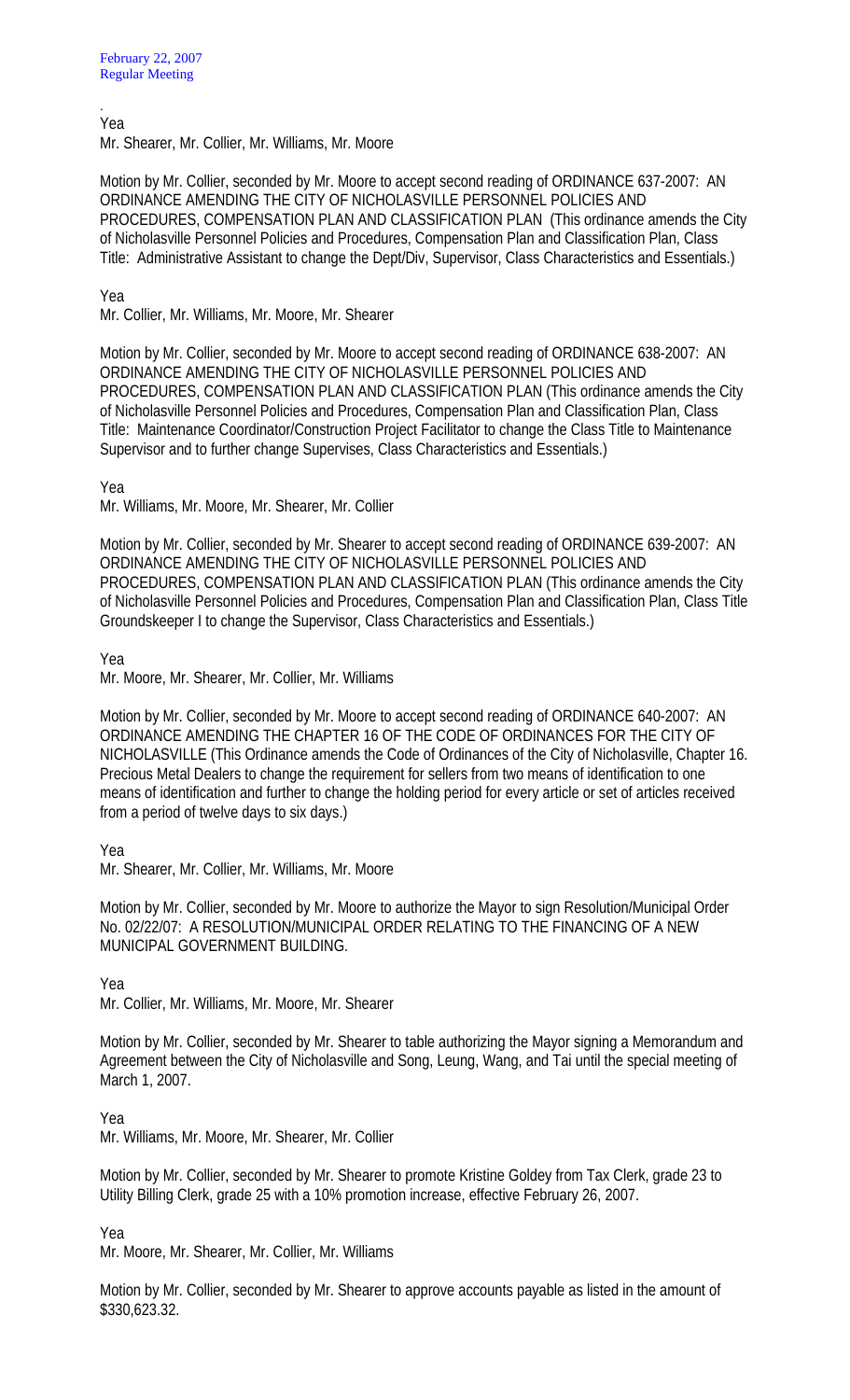Yea
Mr. Shearer, Mr. Collier, Mr. Williams, Mr. Moore

Motion by Mr. Collier, seconded by Mr. Moore to accept second reading of ORDINANCE 637-2007: AN ORDINANCE AMENDING THE CITY OF NICHOLASVILLE PERSONNEL POLICIES AND PROCEDURES, COMPENSATION PLAN AND CLASSIFICATION PLAN (This ordinance amends the City of Nicholasville Personnel Policies and Procedures, Compensation Plan and Classification Plan, Class Title: Administrative Assistant to change the Dept/Div, Supervisor, Class Characteristics and Essentials.)

Yea
Mr. Collier, Mr. Williams, Mr. Moore, Mr. Shearer

Motion by Mr. Collier, seconded by Mr. Moore to accept second reading of ORDINANCE 638-2007: AN ORDINANCE AMENDING THE CITY OF NICHOLASVILLE PERSONNEL POLICIES AND PROCEDURES, COMPENSATION PLAN AND CLASSIFICATION PLAN (This ordinance amends the City of Nicholasville Personnel Policies and Procedures, Compensation Plan and Classification Plan, Class Title: Maintenance Coordinator/Construction Project Facilitator to change the Class Title to Maintenance Supervisor and to further change Supervises, Class Characteristics and Essentials.)

Yea
Mr. Williams, Mr. Moore, Mr. Shearer, Mr. Collier

Motion by Mr. Collier, seconded by Mr. Shearer to accept second reading of ORDINANCE 639-2007: AN ORDINANCE AMENDING THE CITY OF NICHOLASVILLE PERSONNEL POLICIES AND PROCEDURES, COMPENSATION PLAN AND CLASSIFICATION PLAN (This ordinance amends the City of Nicholasville Personnel Policies and Procedures, Compensation Plan and Classification Plan, Class Title Groundskeeper I to change the Supervisor, Class Characteristics and Essentials.)

Yea
Mr. Moore, Mr. Shearer, Mr. Collier, Mr. Williams

Motion by Mr. Collier, seconded by Mr. Moore to accept second reading of ORDINANCE 640-2007: AN ORDINANCE AMENDING THE CHAPTER 16 OF THE CODE OF ORDINANCES FOR THE CITY OF NICHOLASVILLE (This Ordinance amends the Code of Ordinances of the City of Nicholasville, Chapter 16. Precious Metal Dealers to change the requirement for sellers from two means of identification to one means of identification and further to change the holding period for every article or set of articles received from a period of twelve days to six days.)

Yea
Mr. Shearer, Mr. Collier, Mr. Williams, Mr. Moore

Motion by Mr. Collier, seconded by Mr. Moore to authorize the Mayor to sign Resolution/Municipal Order No. 02/22/07: A RESOLUTION/MUNICIPAL ORDER RELATING TO THE FINANCING OF A NEW MUNICIPAL GOVERNMENT BUILDING.

Yea
Mr. Collier, Mr. Williams, Mr. Moore, Mr. Shearer

Motion by Mr. Collier, seconded by Mr. Shearer to table authorizing the Mayor signing a Memorandum and Agreement between the City of Nicholasville and Song, Leung, Wang, and Tai until the special meeting of March 1, 2007.

Yea
Mr. Williams, Mr. Moore, Mr. Shearer, Mr. Collier

Motion by Mr. Collier, seconded by Mr. Shearer to promote Kristine Goldey from Tax Clerk, grade 23 to Utility Billing Clerk, grade 25 with a 10% promotion increase, effective February 26, 2007.

Yea
Mr. Moore, Mr. Shearer, Mr. Collier, Mr. Williams

Motion by Mr. Collier, seconded by Mr. Shearer to approve accounts payable as listed in the amount of $330,623.32.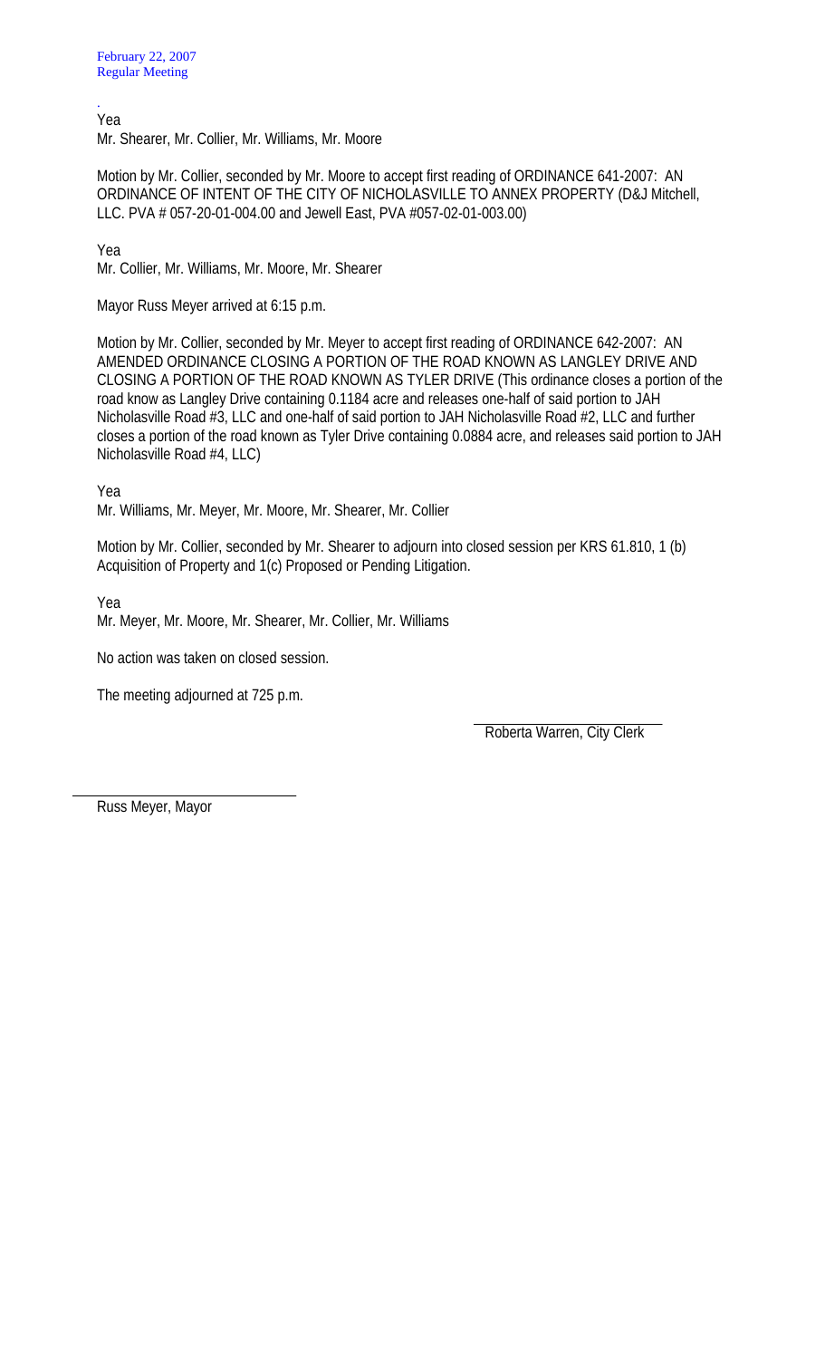.
Yea
Mr. Shearer, Mr. Collier, Mr. Williams, Mr. Moore

Motion by Mr. Collier, seconded by Mr. Moore to accept first reading of ORDINANCE 641-2007: AN ORDINANCE OF INTENT OF THE CITY OF NICHOLASVILLE TO ANNEX PROPERTY (D&J Mitchell, LLC. PVA # 057-20-01-004.00 and Jewell East, PVA #057-02-01-003.00)

Yea
Mr. Collier, Mr. Williams, Mr. Moore, Mr. Shearer

Mayor Russ Meyer arrived at 6:15 p.m.

Motion by Mr. Collier, seconded by Mr. Meyer to accept first reading of ORDINANCE 642-2007: AN AMENDED ORDINANCE CLOSING A PORTION OF THE ROAD KNOWN AS LANGLEY DRIVE AND CLOSING A PORTION OF THE ROAD KNOWN AS TYLER DRIVE (This ordinance closes a portion of the road know as Langley Drive containing 0.1184 acre and releases one-half of said portion to JAH Nicholasville Road #3, LLC and one-half of said portion to JAH Nicholasville Road #2, LLC and further closes a portion of the road known as Tyler Drive containing 0.0884 acre, and releases said portion to JAH Nicholasville Road #4, LLC)

Yea
Mr. Williams, Mr. Meyer, Mr. Moore, Mr. Shearer, Mr. Collier

Motion by Mr. Collier, seconded by Mr. Shearer to adjourn into closed session per KRS 61.810, 1 (b) Acquisition of Property and 1(c) Proposed or Pending Litigation.

Yea
Mr. Meyer, Mr. Moore, Mr. Shearer, Mr. Collier, Mr. Williams

No action was taken on closed session.

The meeting adjourned at 725 p.m.

\_\_\_\_\_\_\_\_\_\_\_\_\_\_\_\_\_\_\_\_\_\_\_\_\_\_\_\_
Roberta Warren, City Clerk

\_\_\_\_\_\_\_\_\_\_\_\_\_\_\_\_\_\_\_\_\_\_\_\_\_\_\_\_
Russ Meyer, Mayor